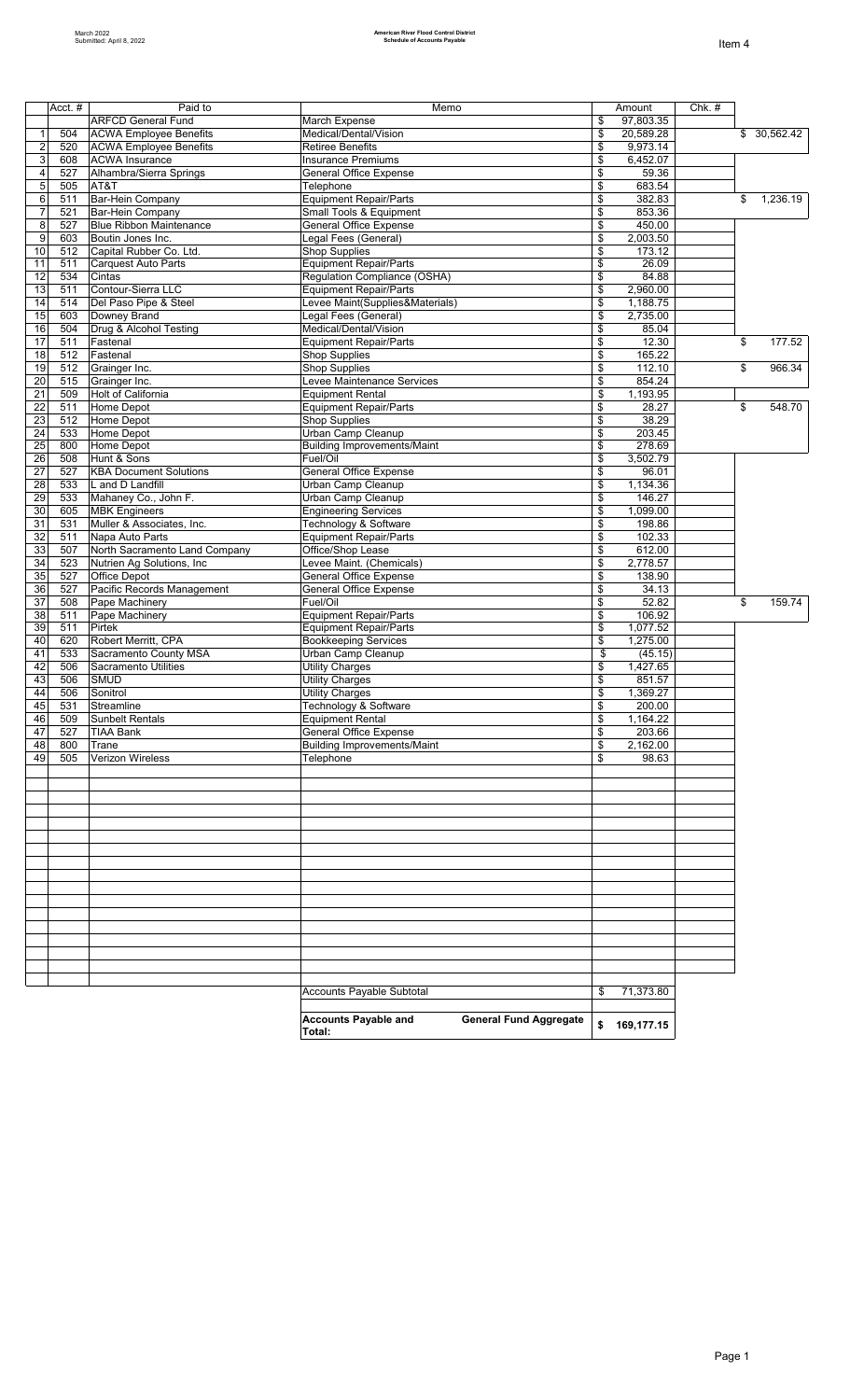March 2022
Submitted: April 8, 2022

**American River Flood Control District**
**Schedule of Accounts Payable**

Item 4

| | Acct. # | Paid to | Memo | Amount | Chk. # | |
|---|---|---|---|---|---|---|
| | | ARFCD General Fund | March Expense | $ 97,803.35 | | |
| 1 | 504 | ACWA Employee Benefits | Medical/Dental/Vision | $ 20,589.28 | | $ 30,562.42 |
| 2 | 520 | ACWA Employee Benefits | Retiree Benefits | $ 9,973.14 | | |
| 3 | 608 | ACWA Insurance | Insurance Premiums | $ 6,452.07 | | |
| 4 | 527 | Alhambra/Sierra Springs | General Office Expense | $ 59.36 | | |
| 5 | 505 | AT&T | Telephone | $ 683.54 | | |
| 6 | 511 | Bar-Hein Company | Equipment Repair/Parts | $ 382.83 | | $ 1,236.19 |
| 7 | 521 | Bar-Hein Company | Small Tools & Equipment | $ 853.36 | | |
| 8 | 527 | Blue Ribbon Maintenance | General Office Expense | $ 450.00 | | |
| 9 | 603 | Boutin Jones Inc. | Legal Fees (General) | $ 2,003.50 | | |
| 10 | 512 | Capital Rubber Co. Ltd. | Shop Supplies | $ 173.12 | | |
| 11 | 511 | Carquest Auto Parts | Equipment Repair/Parts | $ 26.09 | | |
| 12 | 534 | Cintas | Regulation Compliance (OSHA) | $ 84.88 | | |
| 13 | 511 | Contour-Sierra LLC | Equipment Repair/Parts | $ 2,960.00 | | |
| 14 | 514 | Del Paso Pipe & Steel | Levee Maint(Supplies&Materials) | $ 1,188.75 | | |
| 15 | 603 | Downey Brand | Legal Fees (General) | $ 2,735.00 | | |
| 16 | 504 | Drug & Alcohol Testing | Medical/Dental/Vision | $ 85.04 | | |
| 17 | 511 | Fastenal | Equipment Repair/Parts | $ 12.30 | | $ 177.52 |
| 18 | 512 | Fastenal | Shop Supplies | $ 165.22 | | |
| 19 | 512 | Grainger Inc. | Shop Supplies | $ 112.10 | | $ 966.34 |
| 20 | 515 | Grainger Inc. | Levee Maintenance Services | $ 854.24 | | |
| 21 | 509 | Holt of California | Equipment Rental | $ 1,193.95 | | |
| 22 | 511 | Home Depot | Equipment Repair/Parts | $ 28.27 | | $ 548.70 |
| 23 | 512 | Home Depot | Shop Supplies | $ 38.29 | | |
| 24 | 533 | Home Depot | Urban Camp Cleanup | $ 203.45 | | |
| 25 | 800 | Home Depot | Building Improvements/Maint | $ 278.69 | | |
| 26 | 508 | Hunt & Sons | Fuel/Oil | $ 3,502.79 | | |
| 27 | 527 | KBA Document Solutions | General Office Expense | $ 96.01 | | |
| 28 | 533 | L and D Landfill | Urban Camp Cleanup | $ 1,134.36 | | |
| 29 | 533 | Mahaney Co., John F. | Urban Camp Cleanup | $ 146.27 | | |
| 30 | 605 | MBK Engineers | Engineering Services | $ 1,099.00 | | |
| 31 | 531 | Muller & Associates, Inc. | Technology & Software | $ 198.86 | | |
| 32 | 511 | Napa Auto Parts | Equipment Repair/Parts | $ 102.33 | | |
| 33 | 507 | North Sacramento Land Company | Office/Shop Lease | $ 612.00 | | |
| 34 | 523 | Nutrien Ag Solutions, Inc | Levee Maint. (Chemicals) | $ 2,778.57 | | |
| 35 | 527 | Office Depot | General Office Expense | $ 138.90 | | |
| 36 | 527 | Pacific Records Management | General Office Expense | $ 34.13 | | |
| 37 | 508 | Pape Machinery | Fuel/Oil | $ 52.82 | | $ 159.74 |
| 38 | 511 | Pape Machinery | Equipment Repair/Parts | $ 106.92 | | |
| 39 | 511 | Pirtek | Equipment Repair/Parts | $ 1,077.52 | | |
| 40 | 620 | Robert Merritt, CPA | Bookkeeping Services | $ 1,275.00 | | |
| 41 | 533 | Sacramento County MSA | Urban Camp Cleanup | $ (45.15) | | |
| 42 | 506 | Sacramento Utilities | Utility Charges | $ 1,427.65 | | |
| 43 | 506 | SMUD | Utility Charges | $ 851.57 | | |
| 44 | 506 | Sonitrol | Utility Charges | $ 1,369.27 | | |
| 45 | 531 | Streamline | Technology & Software | $ 200.00 | | |
| 46 | 509 | Sunbelt Rentals | Equipment Rental | $ 1,164.22 | | |
| 47 | 527 | TIAA Bank | General Office Expense | $ 203.66 | | |
| 48 | 800 | Trane | Building Improvements/Maint | $ 2,162.00 | | |
| 49 | 505 | Verizon Wireless | Telephone | $ 98.63 | | |
| | | | Accounts Payable Subtotal | $ 71,373.80 | | |
| | | | **Accounts Payable and General Fund Aggregate Total:** | **$ 169,177.15** | | |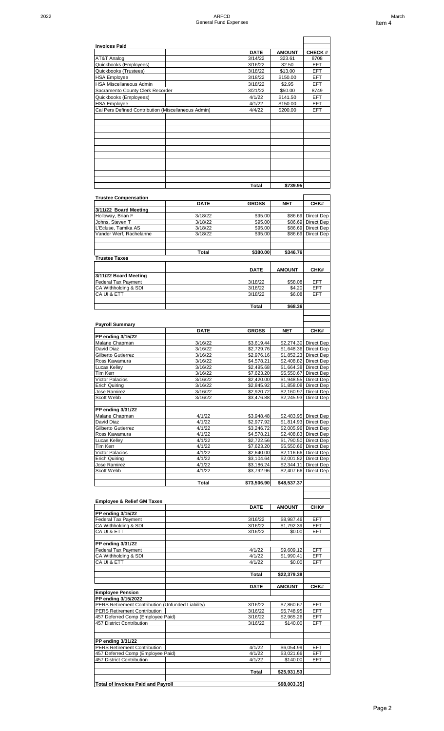2022 ARFCD General Fund Expenses March Item 4

| **Invoices Paid** | | **DATE** | **AMOUNT** | **CHECK #** |
|---|---|---|---|---|
| AT&T Analog | | 3/14/22 | 323.61 | 8708 |
| Quickbooks (Employees) | | 3/16/22 | 32.50 | EFT |
| Quickbooks (Trustees) | | 3/18/22 | $13.00 | EFT |
| HSA Employee | | 3/18/22 | $150.00 | EFT |
| HSA Miscellaneous Admin | | 3/18/22 | $2.95 | EFT |
| Sacramento County Clerk Recorder | | 3/21/22 | $50.00 | 8749 |
| Quickbooks (Employees) | | 4/1/22 | $141.50 | EFT |
| HSA Employee | | 4/1/22 | $150.00 | EFT |
| Cal Pers Defined Contribution (Miscellaneous Admin) | | 4/4/22 | $200.00 | EFT |
| | | **Total** | **$739.95** | |

| **Trustee Compensation** | **DATE** | **GROSS** | **NET** | **CHK#** |
|---|---|---|---|---|
| **3/11/22 Board Meeting** | | | | |
| Holloway, Brian F | 3/18/22 | $95.00 | $86.69 | Direct Dep |
| Johns, Steven T | 3/18/22 | $95.00 | $86.69 | Direct Dep |
| L'Ecluse, Tamika AS | 3/18/22 | $95.00 | $86.69 | Direct Dep |
| Vander Werf, Rachelanne | 3/18/22 | $95.00 | $86.69 | Direct Dep |
| | **Total** | **$380.00** | **$346.76** | |

| **Trustee Taxes** | | **DATE** | **AMOUNT** | **CHK#** |
|---|---|---|---|---|
| **3/11/22 Board Meeting** | | | | |
| Federal Tax Payment | | 3/18/22 | $58.08 | EFT |
| CA Withholding & SDI | | 3/18/22 | $4.20 | EFT |
| CA UI & ETT | | 3/18/22 | $6.08 | EFT |
| | | **Total** | **$68.36** | |

| **Payroll Summary** | **DATE** | **GROSS** | **NET** | **CHK#** |
|---|---|---|---|---|
| **PP ending 3/15/22** | | | | |
| Malane Chapman | 3/16/22 | $3,619.44 | $2,274.30 | Direct Dep |
| David Diaz | 3/16/22 | $2,729.76 | $1,648.36 | Direct Dep |
| Gilberto Gutierrez | 3/16/22 | $2,976.16 | $1,852.23 | Direct Dep |
| Ross Kawamura | 3/16/22 | $4,578.21 | $2,408.82 | Direct Dep |
| Lucas Kelley | 3/16/22 | $2,495.68 | $1,664.38 | Direct Dep |
| Tim Kerr | 3/16/22 | $7,623.20 | $5,550.67 | Direct Dep |
| Victor Palacios | 3/16/22 | $2,420.00 | $1,948.55 | Direct Dep |
| Erich Quiring | 3/16/22 | $2,845.92 | $1,858.08 | Direct Dep |
| Jose Ramirez | 3/16/22 | $2,920.72 | $2,160.97 | Direct Dep |
| Scott Webb | 3/16/22 | $3,476.88 | $2,245.93 | Direct Dep |
| **PP ending 3/31/22** | | | | |
| Malane Chapman | 4/1/22 | $3,948.48 | $2,483.95 | Direct Dep |
| David Diaz | 4/1/22 | $2,977.92 | $1,814.93 | Direct Dep |
| Gilberto Gutierrez | 4/1/22 | $3,246.72 | $2,005.96 | Direct Dep |
| Ross Kawamura | 4/1/22 | $4,578.21 | $2,408.83 | Direct Dep |
| Lucas Kelley | 4/1/22 | $2,722.56 | $1,790.50 | Direct Dep |
| Tim Kerr | 4/1/22 | $7,623.20 | $5,550.66 | Direct Dep |
| Victor Palacios | 4/1/22 | $2,640.00 | $2,116.66 | Direct Dep |
| Erich Quiring | 4/1/22 | $3,104.64 | $2,001.82 | Direct Dep |
| Jose Ramirez | 4/1/22 | $3,186.24 | $2,344.11 | Direct Dep |
| Scott Webb | 4/1/22 | $3,792.96 | $2,407.66 | Direct Dep |
| | **Total** | **$73,506.90** | **$48,537.37** | |

| **Employee & Relief GM Taxes** | | **DATE** | **AMOUNT** | **CHK#** |
|---|---|---|---|---|
| **PP ending 3/15/22** | | | | |
| Federal Tax Payment | | 3/16/22 | $8,987.46 | EFT |
| CA Withholding & SDI | | 3/16/22 | $1,792.39 | EFT |
| CA UI & ETT | | 3/16/22 | $0.00 | EFT |
| **PP ending 3/31/22** | | | | |
| Federal Tax Payment | | 4/1/22 | $9,609.12 | EFT |
| CA Withholding & SDI | | 4/1/22 | $1,990.41 | EFT |
| CA UI & ETT | | 4/1/22 | $0.00 | EFT |
| | | **Total** | **$22,379.38** | |

| **Employee Pension** | | **DATE** | **AMOUNT** | **CHK#** |
|---|---|---|---|---|
| **PP ending 3/15/2022** | | | | |
| PERS Retirement Contribution (Unfunded Liability) | | 3/16/22 | $7,860.67 | EFT |
| PERS Retirement Contribution | | 3/16/22 | $5,748.95 | EFT |
| 457 Deferred Comp (Employee Paid) | | 3/16/22 | $2,965.26 | EFT |
| 457 District Contribution | | 3/16/22 | $140.00 | EFT |
| **PP ending 3/31/22** | | | | |
| PERS Retirement Contribution | | 4/1/22 | $6,054.99 | EFT |
| 457 Deferred Comp (Employee Paid) | | 4/1/22 | $3,021.66 | EFT |
| 457 District Contribution | | 4/1/22 | $140.00 | EFT |
| | | **Total** | **$25,931.53** | |

**Total of Invoices Paid and Payroll** **$98,003.35**